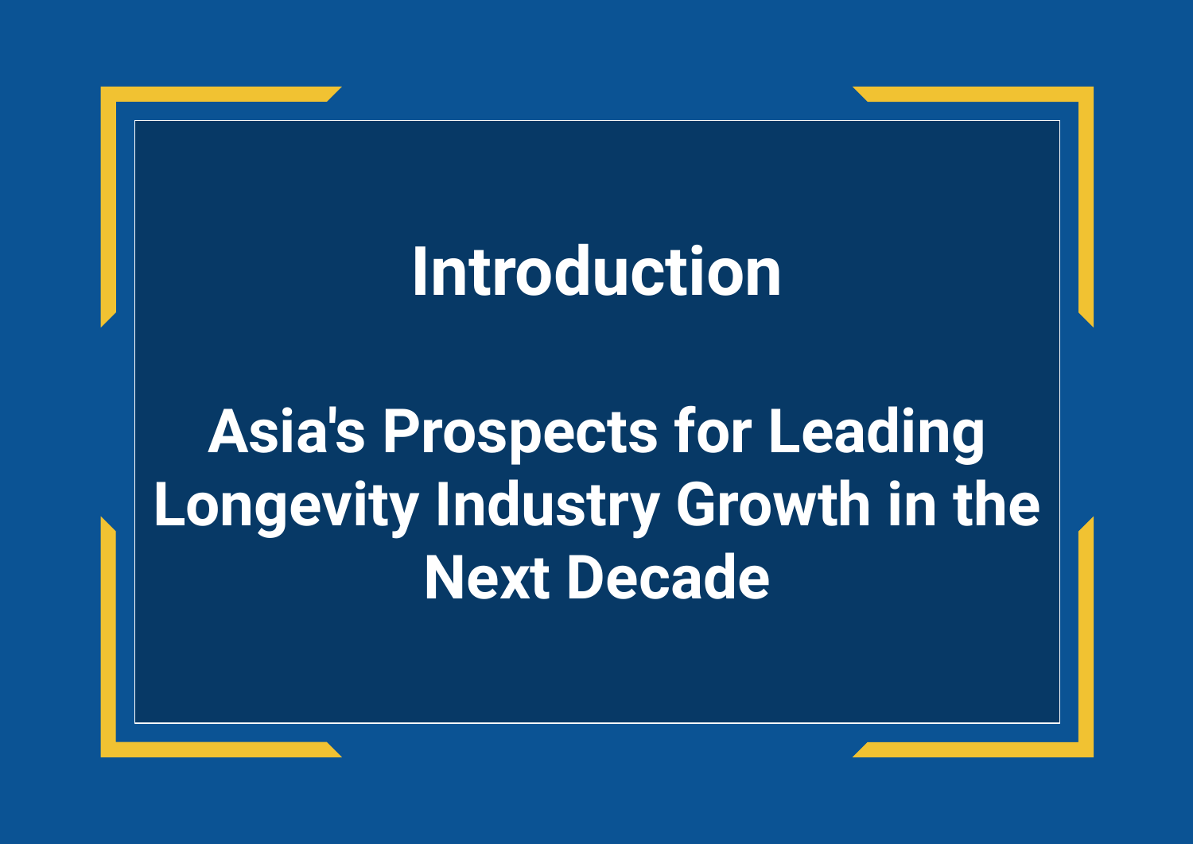# Introduction

## Asia's Prospects for Leading Longevity Industry Growth in the Next Decade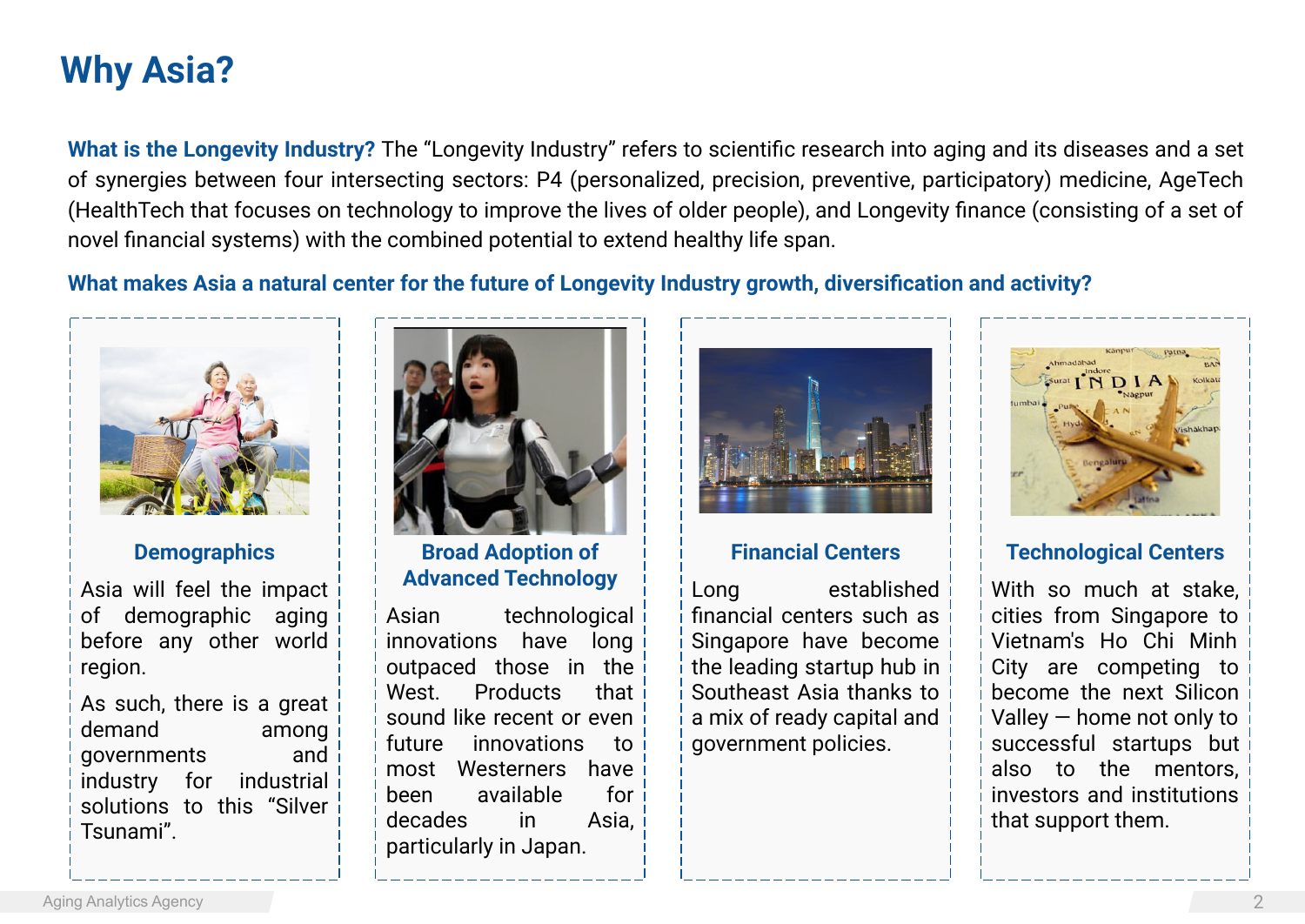# Why Asia?

**What is the Longevity Industry?** The “Longevity Industry” refers to scientific research into aging and its diseases and a set of synergies between four intersecting sectors: P4 (personalized, precision, preventive, participatory) medicine, AgeTech (HealthTech that focuses on technology to improve the lives of older people), and Longevity finance (consisting of a set of novel financial systems) with the combined potential to extend healthy life span.

**What makes Asia a natural center for the future of Longevity Industry growth, diversification and activity?**

### Demographics

Asia will feel the impact of demographic aging before any other world region.

As such, there is a great demand among governments and industry for industrial solutions to this “Silver Tsunami”.

### Broad Adoption of Advanced Technology

Asian technological innovations have long outpaced those in the West. Products that sound like recent or even future innovations to most Westerners have been available for decades in Asia, particularly in Japan.

### Financial Centers

Long established financial centers such as Singapore have become the leading startup hub in Southeast Asia thanks to a mix of ready capital and government policies.

### Technological Centers

With so much at stake, cities from Singapore to Vietnam's Ho Chi Minh City are competing to become the next Silicon Valley — home not only to successful startups but also to the mentors, investors and institutions that support them.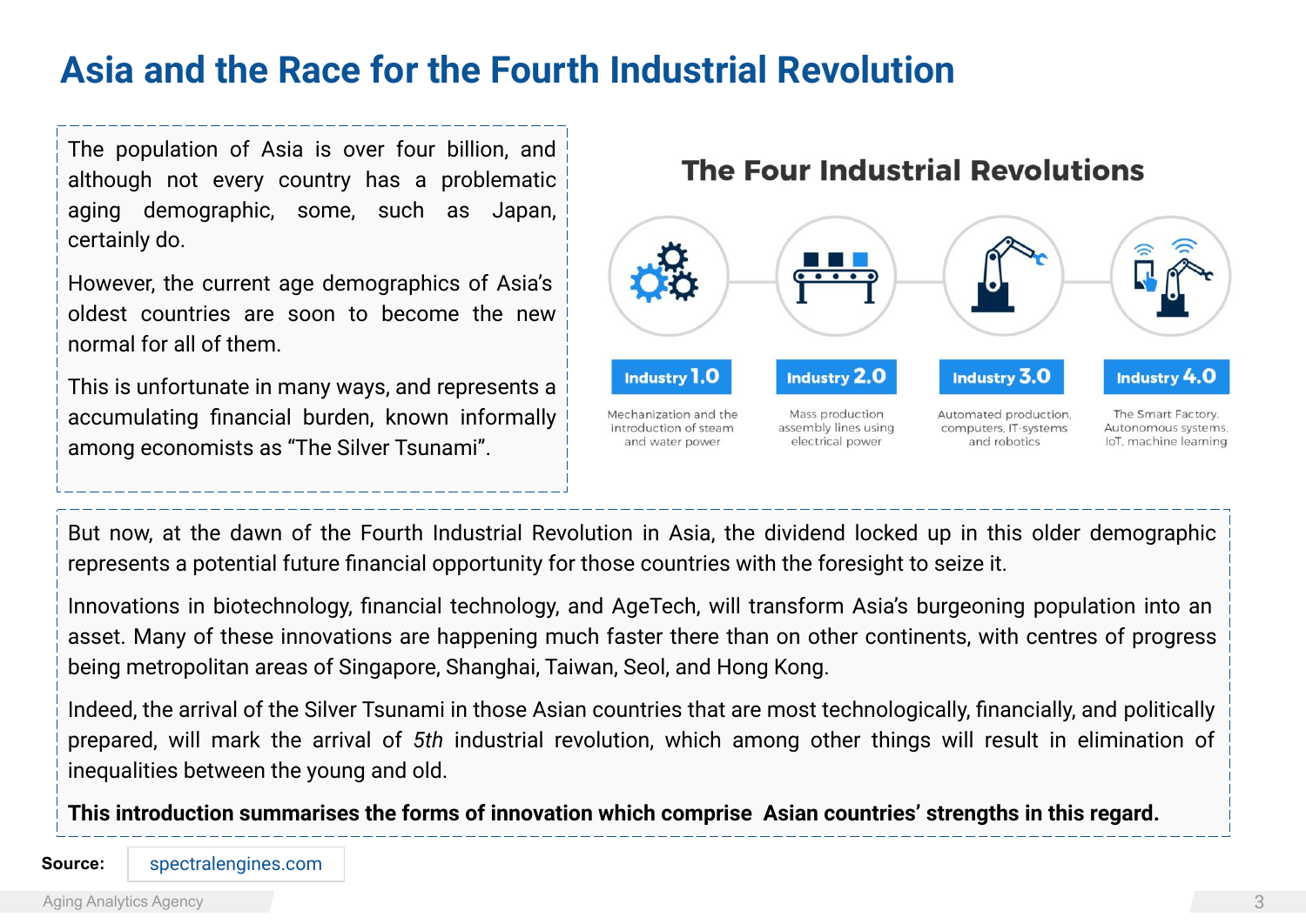# Asia and the Race for the Fourth Industrial Revolution

The population of Asia is over four billion, and although not every country has a problematic aging demographic, some, such as Japan, certainly do.

However, the current age demographics of Asia's oldest countries are soon to become the new normal for all of them.

This is unfortunate in many ways, and represents a accumulating financial burden, known informally among economists as "The Silver Tsunami".

## The Four Industrial Revolutions

| Industry 1.0 | Industry 2.0 | Industry 3.0 | Industry 4.0 |
|---|---|---|---|
| Mechanization and the introduction of steam and water power | Mass production assembly lines using electrical power | Automated production, computers, IT-systems and robotics | The Smart Factory. Autonomous systems, IoT, machine learning |

But now, at the dawn of the Fourth Industrial Revolution in Asia, the dividend locked up in this older demographic represents a potential future financial opportunity for those countries with the foresight to seize it.

Innovations in biotechnology, financial technology, and AgeTech, will transform Asia's burgeoning population into an asset. Many of these innovations are happening much faster there than on other continents, with centres of progress being metropolitan areas of Singapore, Shanghai, Taiwan, Seol, and Hong Kong.

Indeed, the arrival of the Silver Tsunami in those Asian countries that are most technologically, financially, and politically prepared, will mark the arrival of *5th* industrial revolution, which among other things will result in elimination of inequalities between the young and old.

**This introduction summarises the forms of innovation which comprise Asian countries' strengths in this regard.**

**Source:** spectralengines.com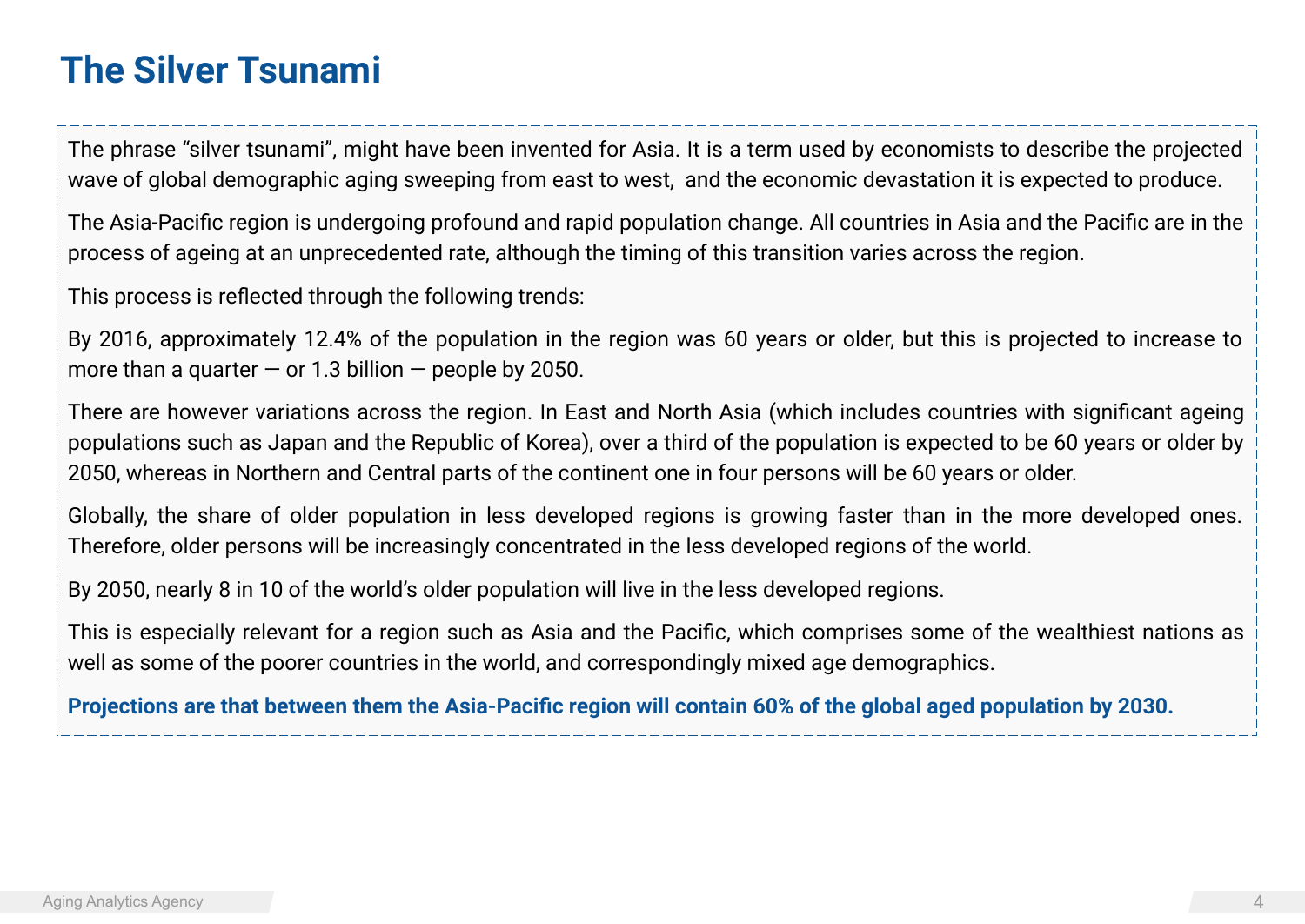# The Silver Tsunami

The phrase “silver tsunami”, might have been invented for Asia. It is a term used by economists to describe the projected wave of global demographic aging sweeping from east to west, and the economic devastation it is expected to produce.

The Asia-Pacific region is undergoing profound and rapid population change. All countries in Asia and the Pacific are in the process of ageing at an unprecedented rate, although the timing of this transition varies across the region.

This process is reflected through the following trends:

By 2016, approximately 12.4% of the population in the region was 60 years or older, but this is projected to increase to more than a quarter — or 1.3 billion — people by 2050.

There are however variations across the region. In East and North Asia (which includes countries with significant ageing populations such as Japan and the Republic of Korea), over a third of the population is expected to be 60 years or older by 2050, whereas in Northern and Central parts of the continent one in four persons will be 60 years or older.

Globally, the share of older population in less developed regions is growing faster than in the more developed ones. Therefore, older persons will be increasingly concentrated in the less developed regions of the world.

By 2050, nearly 8 in 10 of the world’s older population will live in the less developed regions.

This is especially relevant for a region such as Asia and the Pacific, which comprises some of the wealthiest nations as well as some of the poorer countries in the world, and correspondingly mixed age demographics.

**Projections are that between them the Asia-Pacific region will contain 60% of the global aged population by 2030.**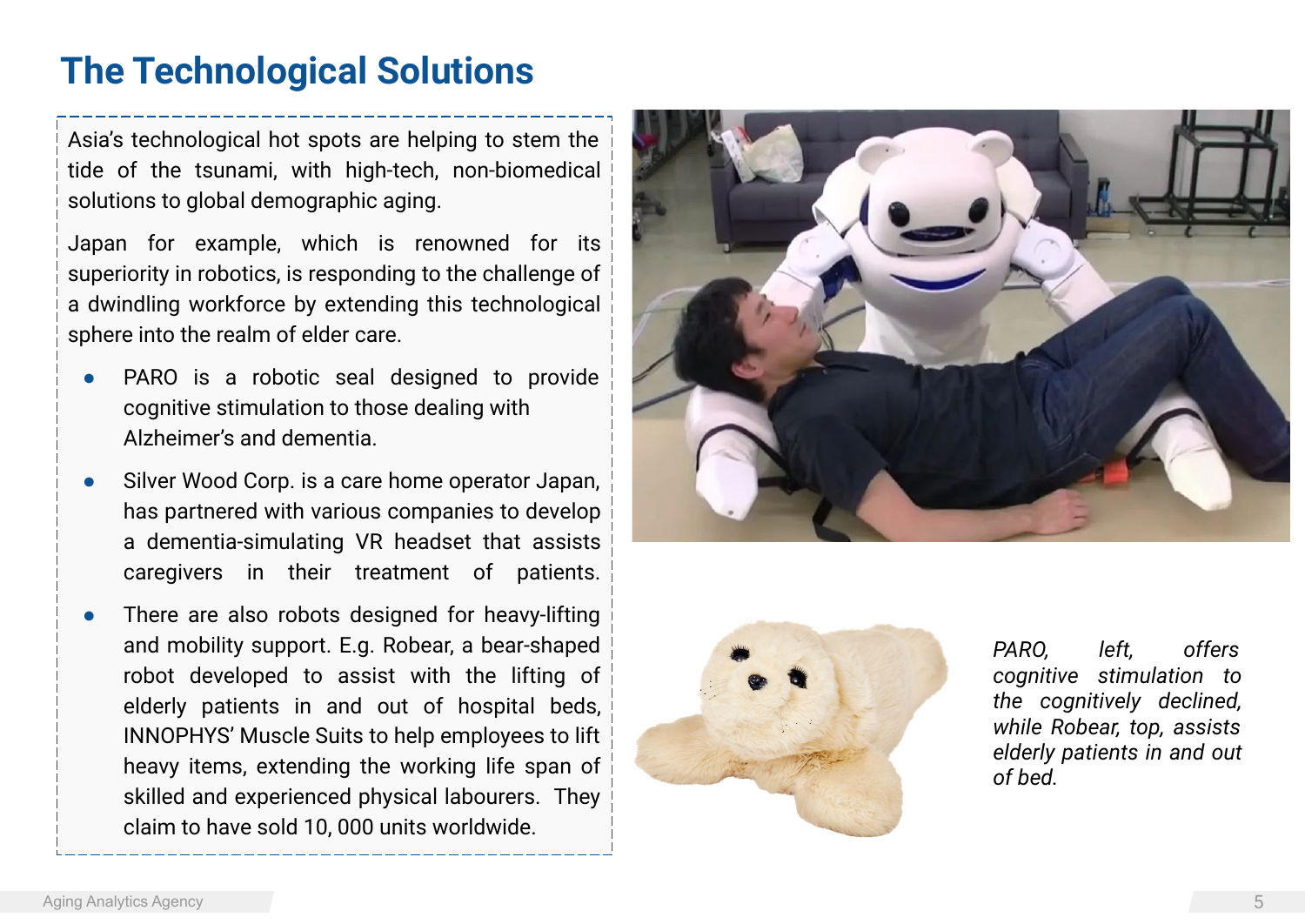# The Technological Solutions

Asia's technological hot spots are helping to stem the tide of the tsunami, with high-tech, non-biomedical solutions to global demographic aging.

Japan for example, which is renowned for its superiority in robotics, is responding to the challenge of a dwindling workforce by extending this technological sphere into the realm of elder care.

- PARO is a robotic seal designed to provide cognitive stimulation to those dealing with Alzheimer's and dementia.
- Silver Wood Corp. is a care home operator Japan, has partnered with various companies to develop a dementia-simulating VR headset that assists caregivers in their treatment of patients.
- There are also robots designed for heavy-lifting and mobility support. E.g. Robear, a bear-shaped robot developed to assist with the lifting of elderly patients in and out of hospital beds, INNOPHYS' Muscle Suits to help employees to lift heavy items, extending the working life span of skilled and experienced physical labourers. They claim to have sold 10, 000 units worldwide.

*PARO, left, offers cognitive stimulation to the cognitively declined, while Robear, top, assists elderly patients in and out of bed.*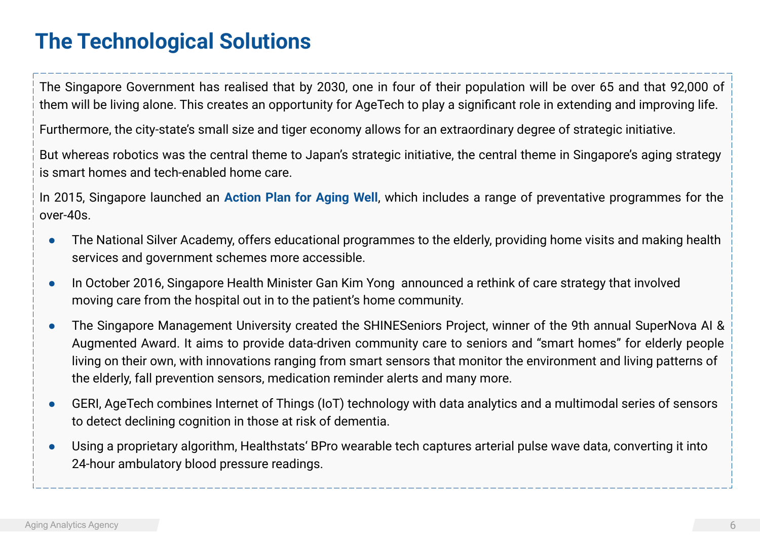# The Technological Solutions

The Singapore Government has realised that by 2030, one in four of their population will be over 65 and that 92,000 of them will be living alone. This creates an opportunity for AgeTech to play a significant role in extending and improving life.

Furthermore, the city-state's small size and tiger economy allows for an extraordinary degree of strategic initiative.

But whereas robotics was the central theme to Japan's strategic initiative, the central theme in Singapore's aging strategy is smart homes and tech-enabled home care.

In 2015, Singapore launched an **Action Plan for Aging Well**, which includes a range of preventative programmes for the over-40s.

- The National Silver Academy, offers educational programmes to the elderly, providing home visits and making health services and government schemes more accessible.
- In October 2016, Singapore Health Minister Gan Kim Yong announced a rethink of care strategy that involved moving care from the hospital out in to the patient's home community.
- The Singapore Management University created the SHINESeniors Project, winner of the 9th annual SuperNova AI & Augmented Award. It aims to provide data-driven community care to seniors and "smart homes" for elderly people living on their own, with innovations ranging from smart sensors that monitor the environment and living patterns of the elderly, fall prevention sensors, medication reminder alerts and many more.
- GERI, AgeTech combines Internet of Things (IoT) technology with data analytics and a multimodal series of sensors to detect declining cognition in those at risk of dementia.
- Using a proprietary algorithm, Healthstats' BPro wearable tech captures arterial pulse wave data, converting it into 24-hour ambulatory blood pressure readings.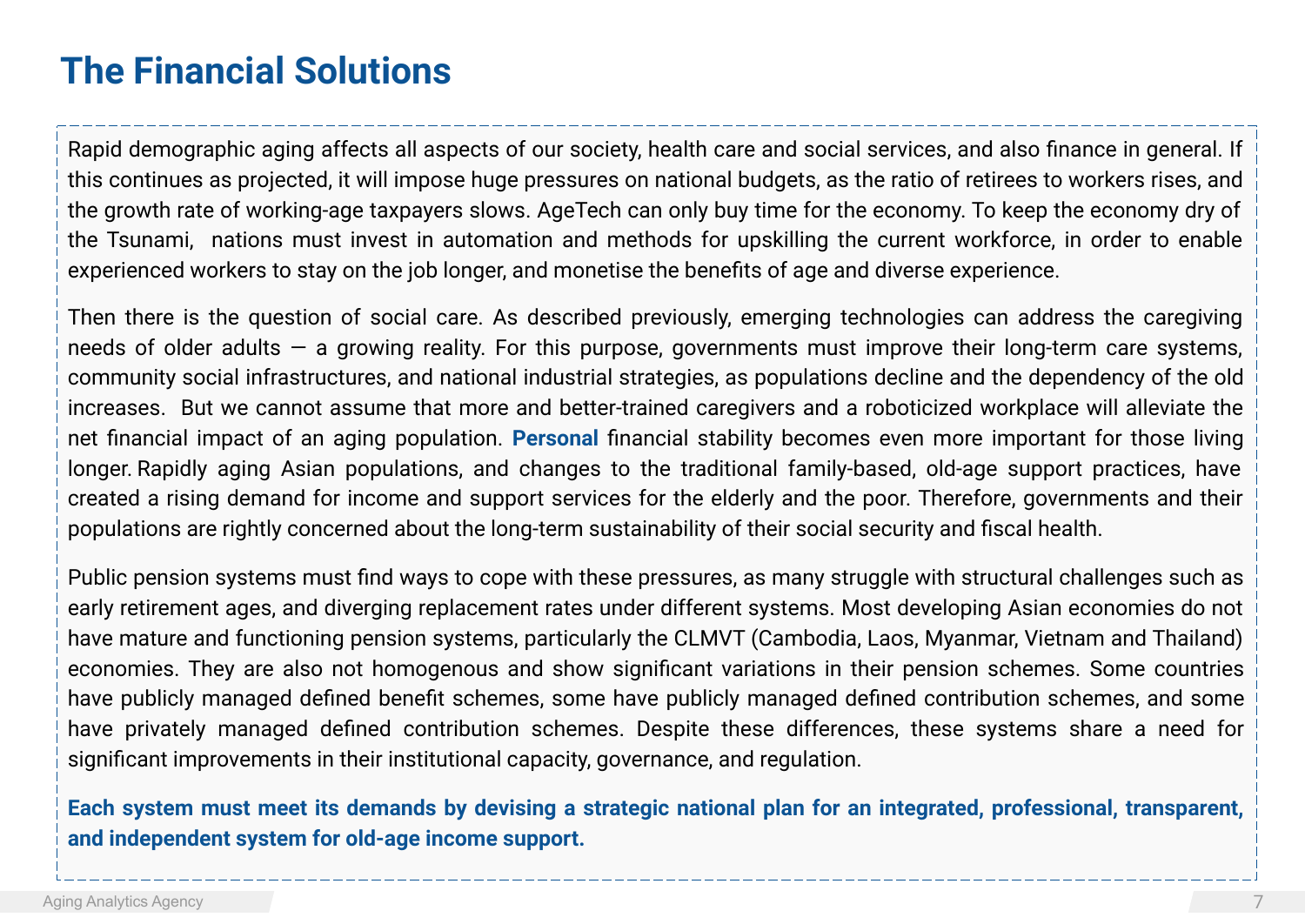# The Financial Solutions

Rapid demographic aging affects all aspects of our society, health care and social services, and also finance in general. If this continues as projected, it will impose huge pressures on national budgets, as the ratio of retirees to workers rises, and the growth rate of working-age taxpayers slows. AgeTech can only buy time for the economy. To keep the economy dry of the Tsunami, nations must invest in automation and methods for upskilling the current workforce, in order to enable experienced workers to stay on the job longer, and monetise the benefits of age and diverse experience.

Then there is the question of social care. As described previously, emerging technologies can address the caregiving needs of older adults — a growing reality. For this purpose, governments must improve their long-term care systems, community social infrastructures, and national industrial strategies, as populations decline and the dependency of the old increases. But we cannot assume that more and better-trained caregivers and a roboticized workplace will alleviate the net financial impact of an aging population. **Personal** financial stability becomes even more important for those living longer. Rapidly aging Asian populations, and changes to the traditional family-based, old-age support practices, have created a rising demand for income and support services for the elderly and the poor. Therefore, governments and their populations are rightly concerned about the long-term sustainability of their social security and fiscal health.

Public pension systems must find ways to cope with these pressures, as many struggle with structural challenges such as early retirement ages, and diverging replacement rates under different systems. Most developing Asian economies do not have mature and functioning pension systems, particularly the CLMVT (Cambodia, Laos, Myanmar, Vietnam and Thailand) economies. They are also not homogenous and show significant variations in their pension schemes. Some countries have publicly managed defined benefit schemes, some have publicly managed defined contribution schemes, and some have privately managed defined contribution schemes. Despite these differences, these systems share a need for significant improvements in their institutional capacity, governance, and regulation.

**Each system must meet its demands by devising a strategic national plan for an integrated, professional, transparent, and independent system for old-age income support.**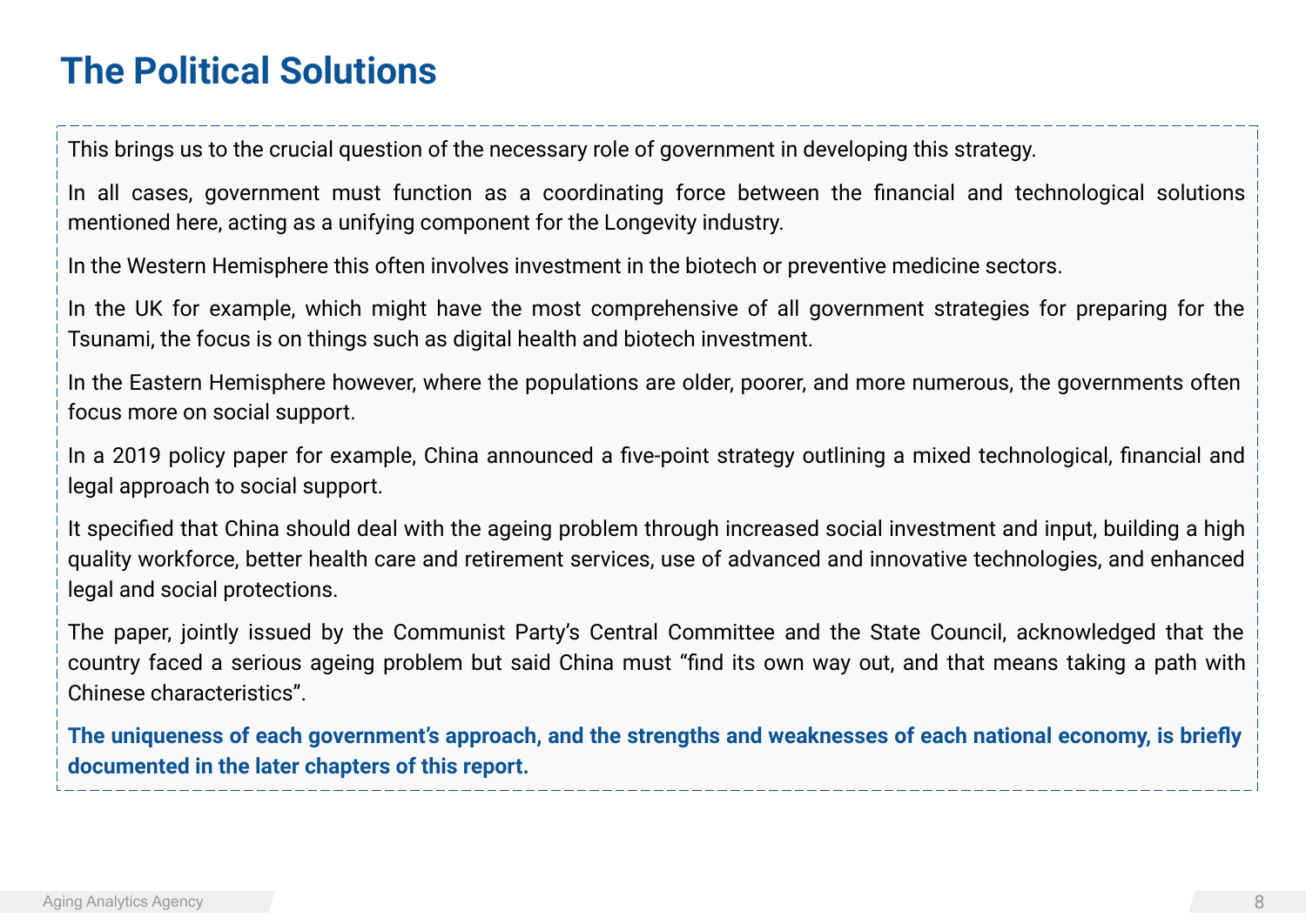# The Political Solutions

This brings us to the crucial question of the necessary role of government in developing this strategy.

In all cases, government must function as a coordinating force between the financial and technological solutions mentioned here, acting as a unifying component for the Longevity industry.

In the Western Hemisphere this often involves investment in the biotech or preventive medicine sectors.

In the UK for example, which might have the most comprehensive of all government strategies for preparing for the Tsunami, the focus is on things such as digital health and biotech investment.

In the Eastern Hemisphere however, where the populations are older, poorer, and more numerous, the governments often focus more on social support.

In a 2019 policy paper for example, China announced a five-point strategy outlining a mixed technological, financial and legal approach to social support.

It specified that China should deal with the ageing problem through increased social investment and input, building a high quality workforce, better health care and retirement services, use of advanced and innovative technologies, and enhanced legal and social protections.

The paper, jointly issued by the Communist Party's Central Committee and the State Council, acknowledged that the country faced a serious ageing problem but said China must "find its own way out, and that means taking a path with Chinese characteristics".

**The uniqueness of each government's approach, and the strengths and weaknesses of each national economy, is briefly documented in the later chapters of this report.**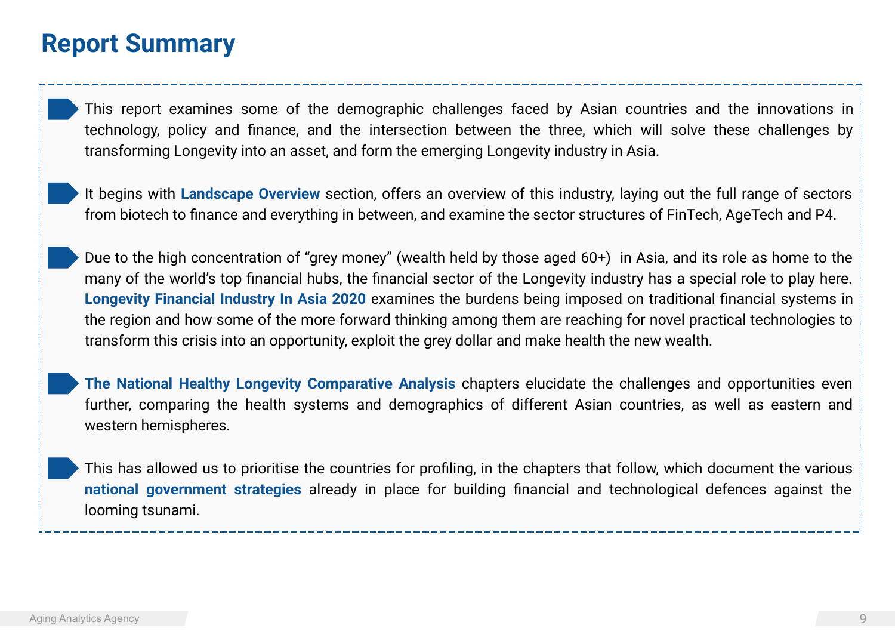# Report Summary

- This report examines some of the demographic challenges faced by Asian countries and the innovations in technology, policy and finance, and the intersection between the three, which will solve these challenges by transforming Longevity into an asset, and form the emerging Longevity industry in Asia.

- It begins with **Landscape Overview** section, offers an overview of this industry, laying out the full range of sectors from biotech to finance and everything in between, and examine the sector structures of FinTech, AgeTech and P4.

- Due to the high concentration of "grey money" (wealth held by those aged 60+) in Asia, and its role as home to the many of the world's top financial hubs, the financial sector of the Longevity industry has a special role to play here. **Longevity Financial Industry In Asia 2020** examines the burdens being imposed on traditional financial systems in the region and how some of the more forward thinking among them are reaching for novel practical technologies to transform this crisis into an opportunity, exploit the grey dollar and make health the new wealth.

- **The National Healthy Longevity Comparative Analysis** chapters elucidate the challenges and opportunities even further, comparing the health systems and demographics of different Asian countries, as well as eastern and western hemispheres.

- This has allowed us to prioritise the countries for profiling, in the chapters that follow, which document the various **national government strategies** already in place for building financial and technological defences against the looming tsunami.